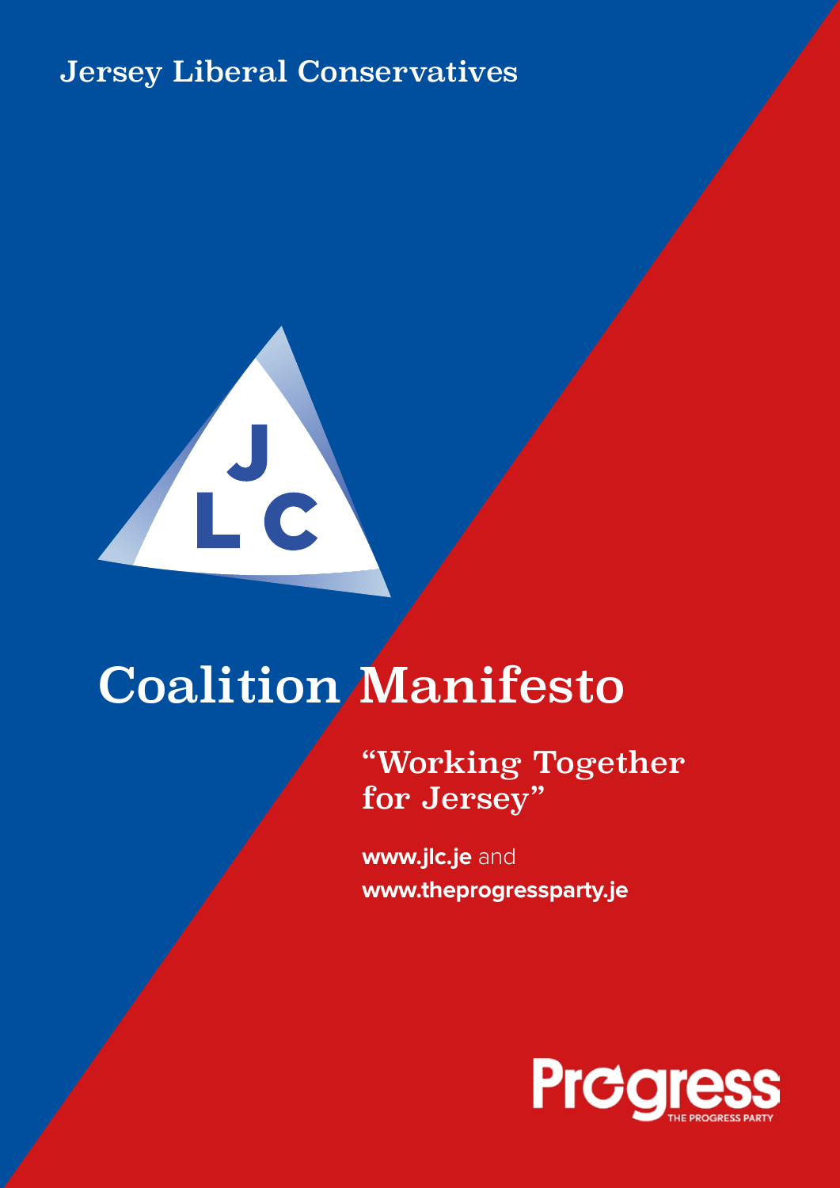Jersey Liberal Conservatives

JLC

# Coalition Manifesto

## "Working Together for Jersey"

**www.jlc.je** and
**www.theprogressparty.je**

Progress
THE PROGRESS PARTY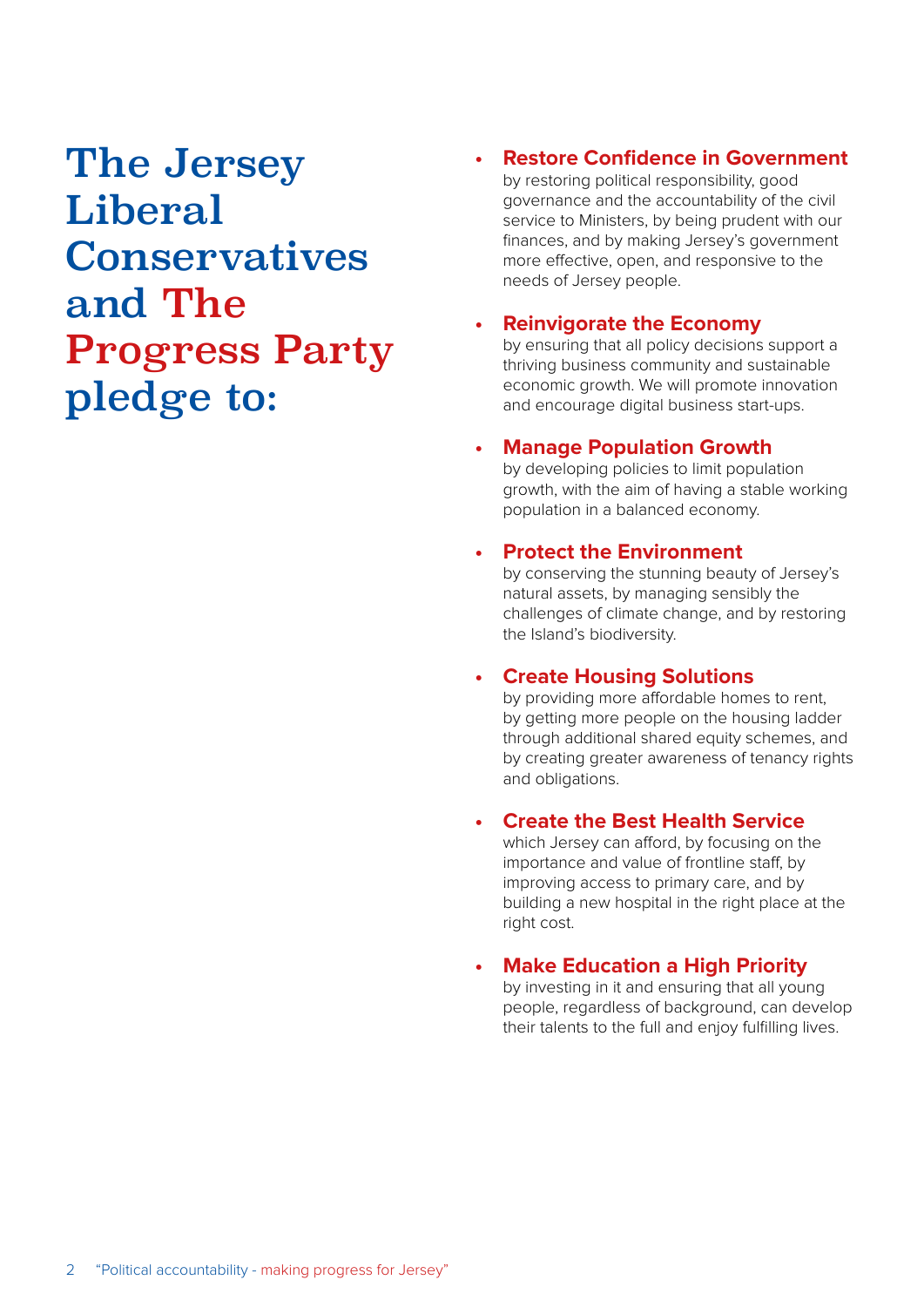# The Jersey Liberal Conservatives and The Progress Party pledge to:

- **Restore Confidence in Government** by restoring political responsibility, good governance and the accountability of the civil service to Ministers, by being prudent with our finances, and by making Jersey's government more effective, open, and responsive to the needs of Jersey people.

- **Reinvigorate the Economy** by ensuring that all policy decisions support a thriving business community and sustainable economic growth. We will promote innovation and encourage digital business start-ups.

- **Manage Population Growth** by developing policies to limit population growth, with the aim of having a stable working population in a balanced economy.

- **Protect the Environment** by conserving the stunning beauty of Jersey's natural assets, by managing sensibly the challenges of climate change, and by restoring the Island's biodiversity.

- **Create Housing Solutions** by providing more affordable homes to rent, by getting more people on the housing ladder through additional shared equity schemes, and by creating greater awareness of tenancy rights and obligations.

- **Create the Best Health Service** which Jersey can afford, by focusing on the importance and value of frontline staff, by improving access to primary care, and by building a new hospital in the right place at the right cost.

- **Make Education a High Priority** by investing in it and ensuring that all young people, regardless of background, can develop their talents to the full and enjoy fulfilling lives.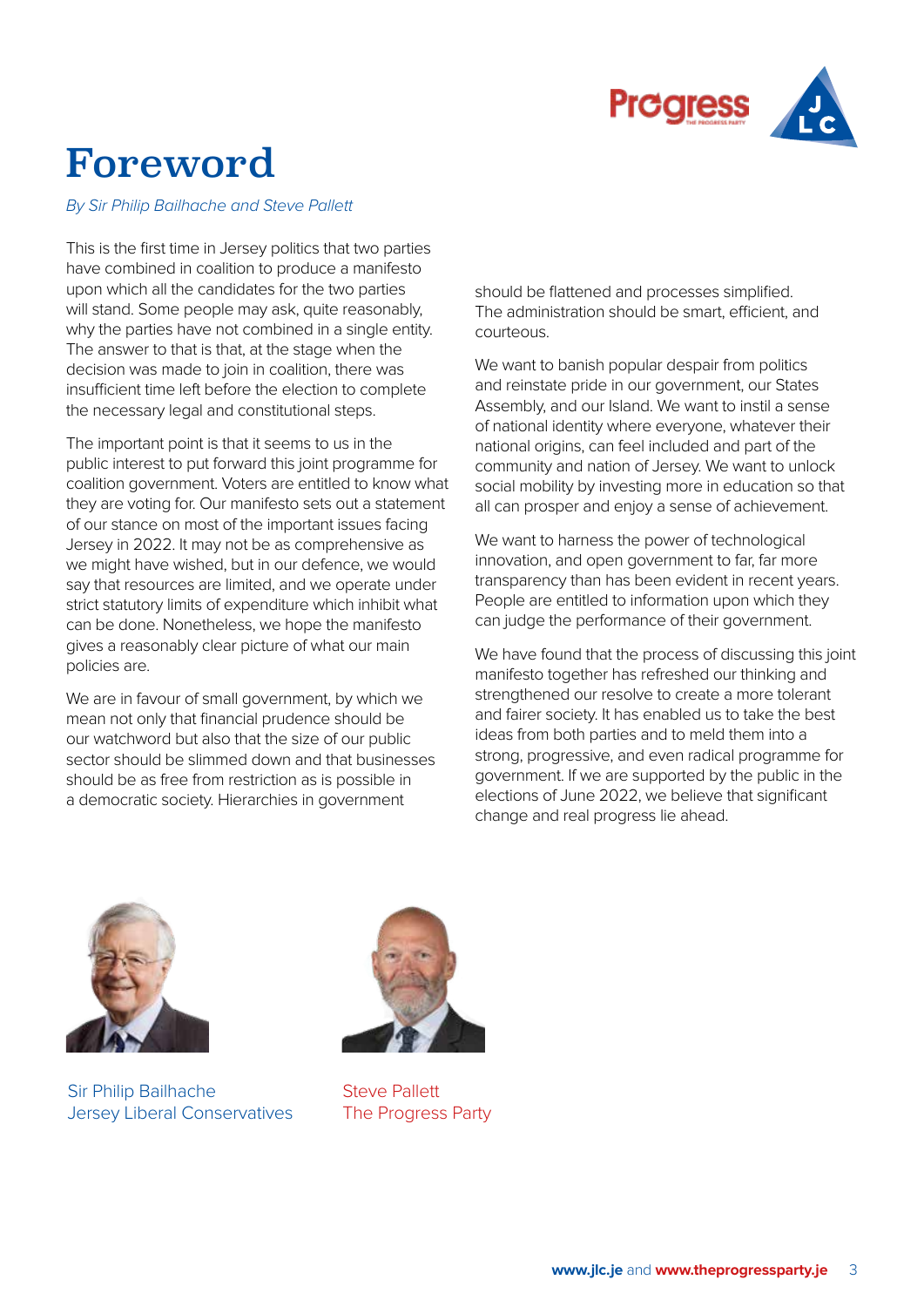# Foreword

*By Sir Philip Bailhache and Steve Pallett*

This is the first time in Jersey politics that two parties have combined in coalition to produce a manifesto upon which all the candidates for the two parties will stand. Some people may ask, quite reasonably, why the parties have not combined in a single entity. The answer to that is that, at the stage when the decision was made to join in coalition, there was insufficient time left before the election to complete the necessary legal and constitutional steps.

The important point is that it seems to us in the public interest to put forward this joint programme for coalition government. Voters are entitled to know what they are voting for. Our manifesto sets out a statement of our stance on most of the important issues facing Jersey in 2022. It may not be as comprehensive as we might have wished, but in our defence, we would say that resources are limited, and we operate under strict statutory limits of expenditure which inhibit what can be done. Nonetheless, we hope the manifesto gives a reasonably clear picture of what our main policies are.

We are in favour of small government, by which we mean not only that financial prudence should be our watchword but also that the size of our public sector should be slimmed down and that businesses should be as free from restriction as is possible in a democratic society. Hierarchies in government should be flattened and processes simplified. The administration should be smart, efficient, and courteous.

We want to banish popular despair from politics and reinstate pride in our government, our States Assembly, and our Island. We want to instil a sense of national identity where everyone, whatever their national origins, can feel included and part of the community and nation of Jersey. We want to unlock social mobility by investing more in education so that all can prosper and enjoy a sense of achievement.

We want to harness the power of technological innovation, and open government to far, far more transparency than has been evident in recent years. People are entitled to information upon which they can judge the performance of their government.

We have found that the process of discussing this joint manifesto together has refreshed our thinking and strengthened our resolve to create a more tolerant and fairer society. It has enabled us to take the best ideas from both parties and to meld them into a strong, progressive, and even radical programme for government. If we are supported by the public in the elections of June 2022, we believe that significant change and real progress lie ahead.

Sir Philip Bailhache
Jersey Liberal Conservatives

Steve Pallett
The Progress Party

**www.jlc.je** and **www.theprogressparty.je**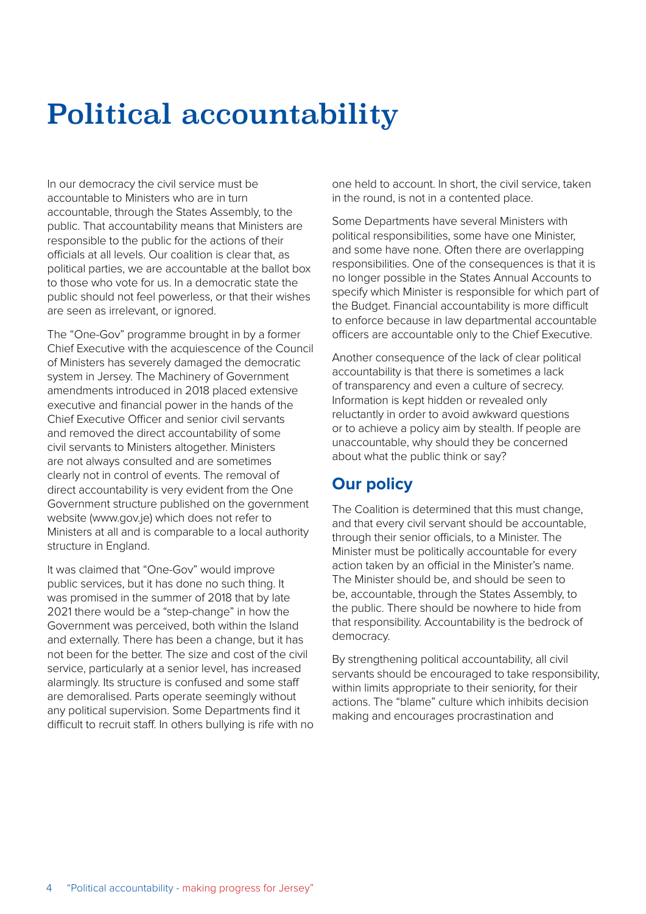# Political accountability

In our democracy the civil service must be accountable to Ministers who are in turn accountable, through the States Assembly, to the public. That accountability means that Ministers are responsible to the public for the actions of their officials at all levels. Our coalition is clear that, as political parties, we are accountable at the ballot box to those who vote for us. In a democratic state the public should not feel powerless, or that their wishes are seen as irrelevant, or ignored.

The "One-Gov" programme brought in by a former Chief Executive with the acquiescence of the Council of Ministers has severely damaged the democratic system in Jersey. The Machinery of Government amendments introduced in 2018 placed extensive executive and financial power in the hands of the Chief Executive Officer and senior civil servants and removed the direct accountability of some civil servants to Ministers altogether. Ministers are not always consulted and are sometimes clearly not in control of events. The removal of direct accountability is very evident from the One Government structure published on the government website (www.gov.je) which does not refer to Ministers at all and is comparable to a local authority structure in England.

It was claimed that "One-Gov" would improve public services, but it has done no such thing. It was promised in the summer of 2018 that by late 2021 there would be a "step-change" in how the Government was perceived, both within the Island and externally. There has been a change, but it has not been for the better. The size and cost of the civil service, particularly at a senior level, has increased alarmingly. Its structure is confused and some staff are demoralised. Parts operate seemingly without any political supervision. Some Departments find it difficult to recruit staff. In others bullying is rife with no one held to account. In short, the civil service, taken in the round, is not in a contented place.

Some Departments have several Ministers with political responsibilities, some have one Minister, and some have none. Often there are overlapping responsibilities. One of the consequences is that it is no longer possible in the States Annual Accounts to specify which Minister is responsible for which part of the Budget. Financial accountability is more difficult to enforce because in law departmental accountable officers are accountable only to the Chief Executive.

Another consequence of the lack of clear political accountability is that there is sometimes a lack of transparency and even a culture of secrecy. Information is kept hidden or revealed only reluctantly in order to avoid awkward questions or to achieve a policy aim by stealth. If people are unaccountable, why should they be concerned about what the public think or say?

## Our policy

The Coalition is determined that this must change, and that every civil servant should be accountable, through their senior officials, to a Minister. The Minister must be politically accountable for every action taken by an official in the Minister's name. The Minister should be, and should be seen to be, accountable, through the States Assembly, to the public. There should be nowhere to hide from that responsibility. Accountability is the bedrock of democracy.

By strengthening political accountability, all civil servants should be encouraged to take responsibility, within limits appropriate to their seniority, for their actions. The "blame" culture which inhibits decision making and encourages procrastination and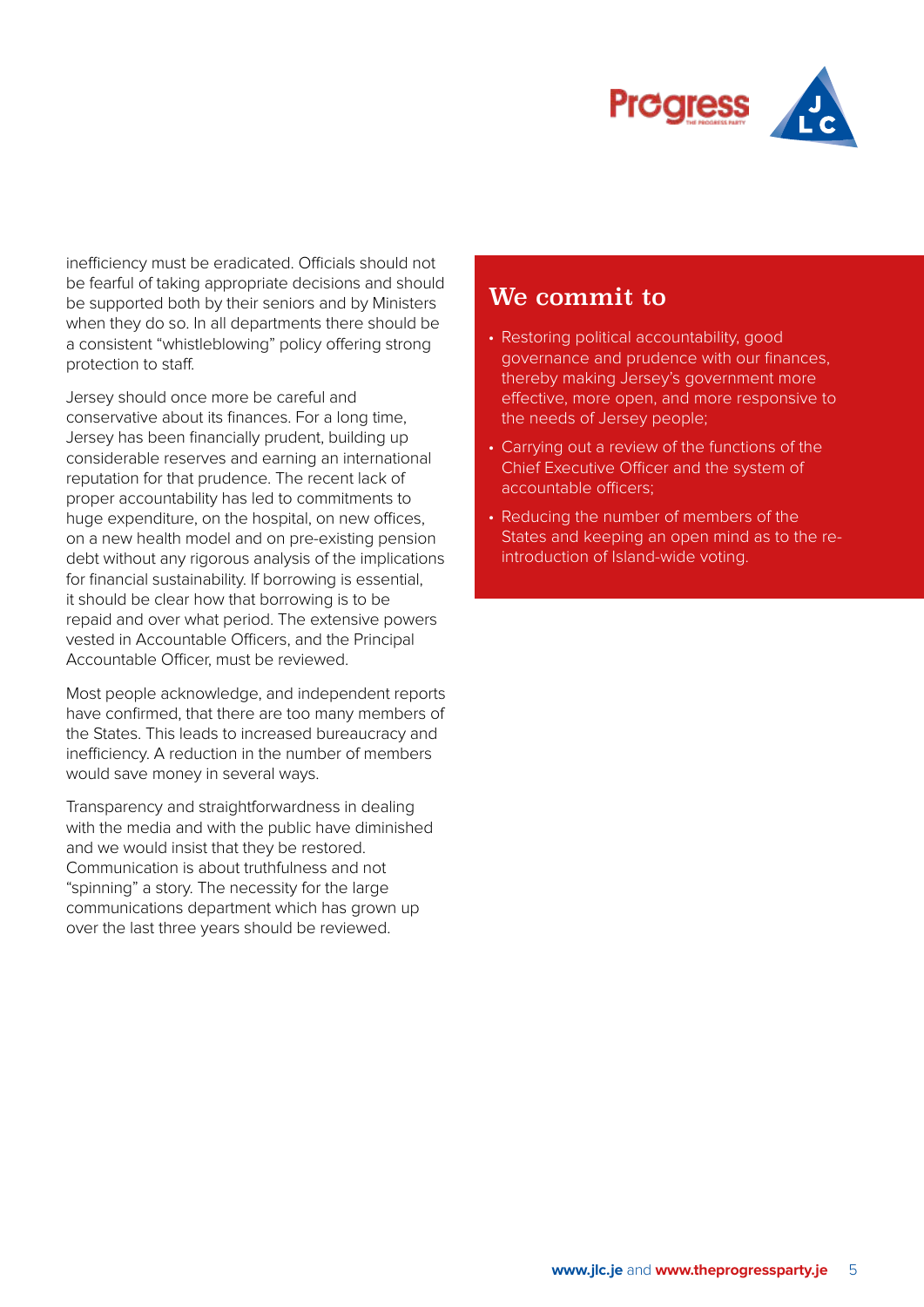inefficiency must be eradicated. Officials should not be fearful of taking appropriate decisions and should be supported both by their seniors and by Ministers when they do so. In all departments there should be a consistent "whistleblowing" policy offering strong protection to staff.

Jersey should once more be careful and conservative about its finances. For a long time, Jersey has been financially prudent, building up considerable reserves and earning an international reputation for that prudence. The recent lack of proper accountability has led to commitments to huge expenditure, on the hospital, on new offices, on a new health model and on pre-existing pension debt without any rigorous analysis of the implications for financial sustainability. If borrowing is essential, it should be clear how that borrowing is to be repaid and over what period. The extensive powers vested in Accountable Officers, and the Principal Accountable Officer, must be reviewed.

Most people acknowledge, and independent reports have confirmed, that there are too many members of the States. This leads to increased bureaucracy and inefficiency. A reduction in the number of members would save money in several ways.

Transparency and straightforwardness in dealing with the media and with the public have diminished and we would insist that they be restored. Communication is about truthfulness and not "spinning" a story. The necessity for the large communications department which has grown up over the last three years should be reviewed.

## We commit to

- Restoring political accountability, good governance and prudence with our finances, thereby making Jersey's government more effective, more open, and more responsive to the needs of Jersey people;
- Carrying out a review of the functions of the Chief Executive Officer and the system of accountable officers;
- Reducing the number of members of the States and keeping an open mind as to the re-introduction of Island-wide voting.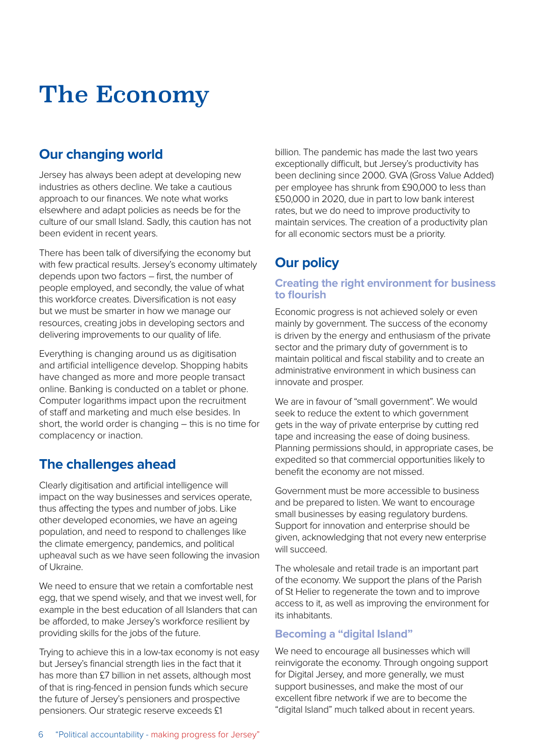# The Economy

## Our changing world

Jersey has always been adept at developing new industries as others decline. We take a cautious approach to our finances. We note what works elsewhere and adapt policies as needs be for the culture of our small Island. Sadly, this caution has not been evident in recent years.

There has been talk of diversifying the economy but with few practical results. Jersey's economy ultimately depends upon two factors – first, the number of people employed, and secondly, the value of what this workforce creates. Diversification is not easy but we must be smarter in how we manage our resources, creating jobs in developing sectors and delivering improvements to our quality of life.

Everything is changing around us as digitisation and artificial intelligence develop. Shopping habits have changed as more and more people transact online. Banking is conducted on a tablet or phone. Computer logarithms impact upon the recruitment of staff and marketing and much else besides. In short, the world order is changing – this is no time for complacency or inaction.

## The challenges ahead

Clearly digitisation and artificial intelligence will impact on the way businesses and services operate, thus affecting the types and number of jobs. Like other developed economies, we have an ageing population, and need to respond to challenges like the climate emergency, pandemics, and political upheaval such as we have seen following the invasion of Ukraine.

We need to ensure that we retain a comfortable nest egg, that we spend wisely, and that we invest well, for example in the best education of all Islanders that can be afforded, to make Jersey's workforce resilient by providing skills for the jobs of the future.

Trying to achieve this in a low-tax economy is not easy but Jersey's financial strength lies in the fact that it has more than £7 billion in net assets, although most of that is ring-fenced in pension funds which secure the future of Jersey's pensioners and prospective pensioners. Our strategic reserve exceeds £1 billion. The pandemic has made the last two years exceptionally difficult, but Jersey's productivity has been declining since 2000. GVA (Gross Value Added) per employee has shrunk from £90,000 to less than £50,000 in 2020, due in part to low bank interest rates, but we do need to improve productivity to maintain services. The creation of a productivity plan for all economic sectors must be a priority.

## Our policy

### Creating the right environment for business to flourish

Economic progress is not achieved solely or even mainly by government. The success of the economy is driven by the energy and enthusiasm of the private sector and the primary duty of government is to maintain political and fiscal stability and to create an administrative environment in which business can innovate and prosper.

We are in favour of "small government". We would seek to reduce the extent to which government gets in the way of private enterprise by cutting red tape and increasing the ease of doing business. Planning permissions should, in appropriate cases, be expedited so that commercial opportunities likely to benefit the economy are not missed.

Government must be more accessible to business and be prepared to listen. We want to encourage small businesses by easing regulatory burdens. Support for innovation and enterprise should be given, acknowledging that not every new enterprise will succeed.

The wholesale and retail trade is an important part of the economy. We support the plans of the Parish of St Helier to regenerate the town and to improve access to it, as well as improving the environment for its inhabitants.

### Becoming a "digital Island"

We need to encourage all businesses which will reinvigorate the economy. Through ongoing support for Digital Jersey, and more generally, we must support businesses, and make the most of our excellent fibre network if we are to become the "digital Island" much talked about in recent years.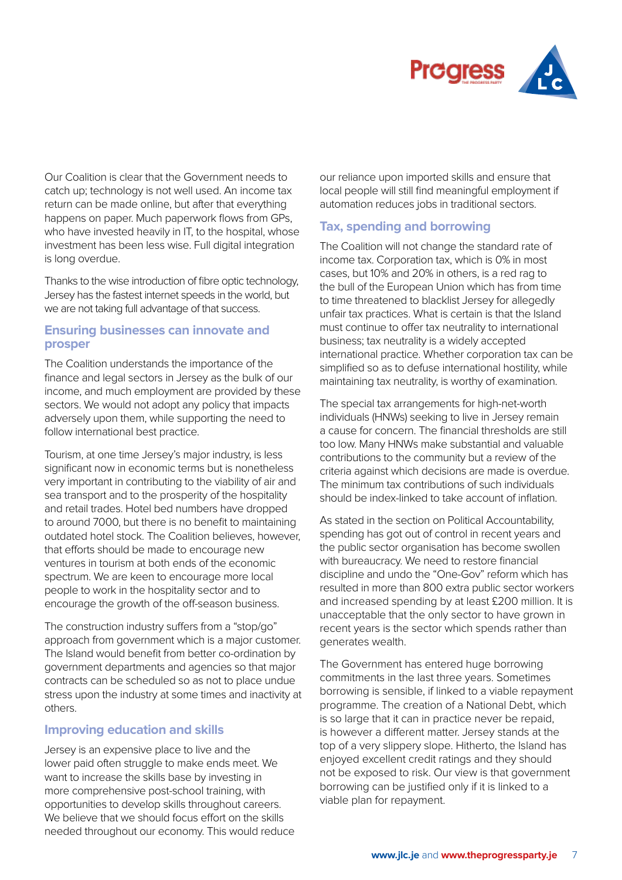Our Coalition is clear that the Government needs to catch up; technology is not well used. An income tax return can be made online, but after that everything happens on paper. Much paperwork flows from GPs, who have invested heavily in IT, to the hospital, whose investment has been less wise. Full digital integration is long overdue.

Thanks to the wise introduction of fibre optic technology, Jersey has the fastest internet speeds in the world, but we are not taking full advantage of that success.

### Ensuring businesses can innovate and prosper

The Coalition understands the importance of the finance and legal sectors in Jersey as the bulk of our income, and much employment are provided by these sectors. We would not adopt any policy that impacts adversely upon them, while supporting the need to follow international best practice.

Tourism, at one time Jersey's major industry, is less significant now in economic terms but is nonetheless very important in contributing to the viability of air and sea transport and to the prosperity of the hospitality and retail trades. Hotel bed numbers have dropped to around 7000, but there is no benefit to maintaining outdated hotel stock. The Coalition believes, however, that efforts should be made to encourage new ventures in tourism at both ends of the economic spectrum. We are keen to encourage more local people to work in the hospitality sector and to encourage the growth of the off-season business.

The construction industry suffers from a "stop/go" approach from government which is a major customer. The Island would benefit from better co-ordination by government departments and agencies so that major contracts can be scheduled so as not to place undue stress upon the industry at some times and inactivity at others.

### Improving education and skills

Jersey is an expensive place to live and the lower paid often struggle to make ends meet. We want to increase the skills base by investing in more comprehensive post-school training, with opportunities to develop skills throughout careers. We believe that we should focus effort on the skills needed throughout our economy. This would reduce our reliance upon imported skills and ensure that local people will still find meaningful employment if automation reduces jobs in traditional sectors.

### Tax, spending and borrowing

The Coalition will not change the standard rate of income tax. Corporation tax, which is 0% in most cases, but 10% and 20% in others, is a red rag to the bull of the European Union which has from time to time threatened to blacklist Jersey for allegedly unfair tax practices. What is certain is that the Island must continue to offer tax neutrality to international business; tax neutrality is a widely accepted international practice. Whether corporation tax can be simplified so as to defuse international hostility, while maintaining tax neutrality, is worthy of examination.

The special tax arrangements for high-net-worth individuals (HNWs) seeking to live in Jersey remain a cause for concern. The financial thresholds are still too low. Many HNWs make substantial and valuable contributions to the community but a review of the criteria against which decisions are made is overdue. The minimum tax contributions of such individuals should be index-linked to take account of inflation.

As stated in the section on Political Accountability, spending has got out of control in recent years and the public sector organisation has become swollen with bureaucracy. We need to restore financial discipline and undo the "One-Gov" reform which has resulted in more than 800 extra public sector workers and increased spending by at least £200 million. It is unacceptable that the only sector to have grown in recent years is the sector which spends rather than generates wealth.

The Government has entered huge borrowing commitments in the last three years. Sometimes borrowing is sensible, if linked to a viable repayment programme. The creation of a National Debt, which is so large that it can in practice never be repaid, is however a different matter. Jersey stands at the top of a very slippery slope. Hitherto, the Island has enjoyed excellent credit ratings and they should not be exposed to risk. Our view is that government borrowing can be justified only if it is linked to a viable plan for repayment.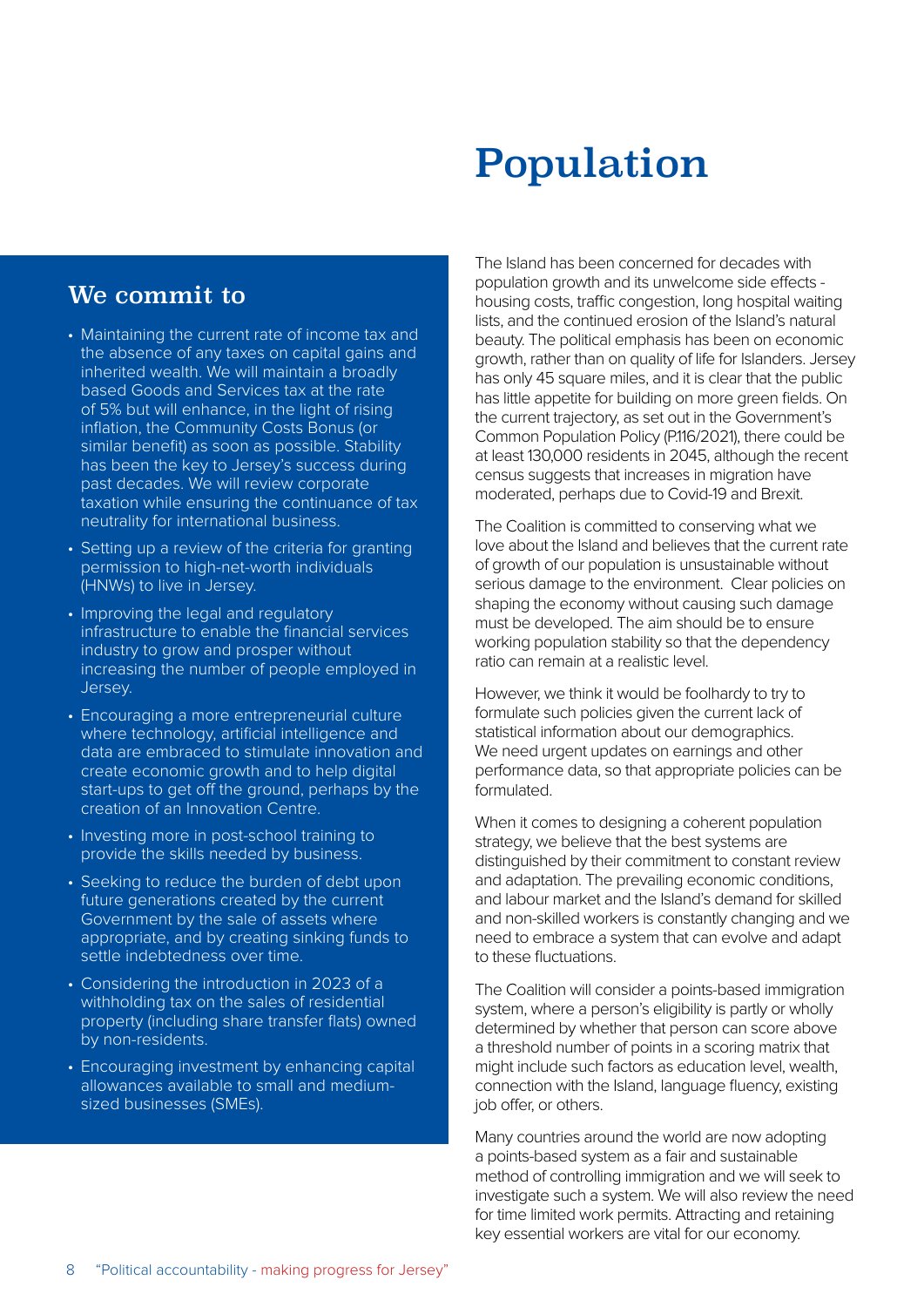# Population

## We commit to

- Maintaining the current rate of income tax and the absence of any taxes on capital gains and inherited wealth. We will maintain a broadly based Goods and Services tax at the rate of 5% but will enhance, in the light of rising inflation, the Community Costs Bonus (or similar benefit) as soon as possible. Stability has been the key to Jersey's success during past decades. We will review corporate taxation while ensuring the continuance of tax neutrality for international business.
- Setting up a review of the criteria for granting permission to high-net-worth individuals (HNWs) to live in Jersey.
- Improving the legal and regulatory infrastructure to enable the financial services industry to grow and prosper without increasing the number of people employed in Jersey.
- Encouraging a more entrepreneurial culture where technology, artificial intelligence and data are embraced to stimulate innovation and create economic growth and to help digital start-ups to get off the ground, perhaps by the creation of an Innovation Centre.
- Investing more in post-school training to provide the skills needed by business.
- Seeking to reduce the burden of debt upon future generations created by the current Government by the sale of assets where appropriate, and by creating sinking funds to settle indebtedness over time.
- Considering the introduction in 2023 of a withholding tax on the sales of residential property (including share transfer flats) owned by non-residents.
- Encouraging investment by enhancing capital allowances available to small and medium-sized businesses (SMEs).

The Island has been concerned for decades with population growth and its unwelcome side effects - housing costs, traffic congestion, long hospital waiting lists, and the continued erosion of the Island's natural beauty. The political emphasis has been on economic growth, rather than on quality of life for Islanders. Jersey has only 45 square miles, and it is clear that the public has little appetite for building on more green fields. On the current trajectory, as set out in the Government's Common Population Policy (P.116/2021), there could be at least 130,000 residents in 2045, although the recent census suggests that increases in migration have moderated, perhaps due to Covid-19 and Brexit.

The Coalition is committed to conserving what we love about the Island and believes that the current rate of growth of our population is unsustainable without serious damage to the environment. Clear policies on shaping the economy without causing such damage must be developed. The aim should be to ensure working population stability so that the dependency ratio can remain at a realistic level.

However, we think it would be foolhardy to try to formulate such policies given the current lack of statistical information about our demographics. We need urgent updates on earnings and other performance data, so that appropriate policies can be formulated.

When it comes to designing a coherent population strategy, we believe that the best systems are distinguished by their commitment to constant review and adaptation. The prevailing economic conditions, and labour market and the Island's demand for skilled and non-skilled workers is constantly changing and we need to embrace a system that can evolve and adapt to these fluctuations.

The Coalition will consider a points-based immigration system, where a person's eligibility is partly or wholly determined by whether that person can score above a threshold number of points in a scoring matrix that might include such factors as education level, wealth, connection with the Island, language fluency, existing job offer, or others.

Many countries around the world are now adopting a points-based system as a fair and sustainable method of controlling immigration and we will seek to investigate such a system. We will also review the need for time limited work permits. Attracting and retaining key essential workers are vital for our economy.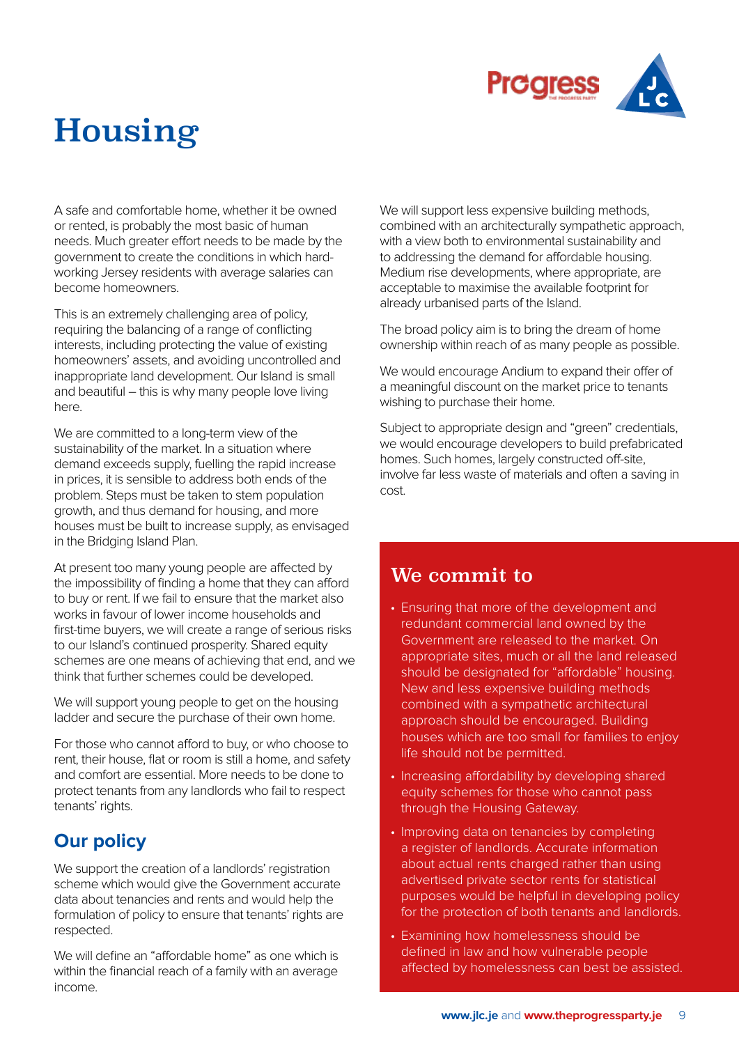# Housing

A safe and comfortable home, whether it be owned or rented, is probably the most basic of human needs. Much greater effort needs to be made by the government to create the conditions in which hard-working Jersey residents with average salaries can become homeowners.

This is an extremely challenging area of policy, requiring the balancing of a range of conflicting interests, including protecting the value of existing homeowners' assets, and avoiding uncontrolled and inappropriate land development. Our Island is small and beautiful – this is why many people love living here.

We are committed to a long-term view of the sustainability of the market. In a situation where demand exceeds supply, fuelling the rapid increase in prices, it is sensible to address both ends of the problem. Steps must be taken to stem population growth, and thus demand for housing, and more houses must be built to increase supply, as envisaged in the Bridging Island Plan.

At present too many young people are affected by the impossibility of finding a home that they can afford to buy or rent. If we fail to ensure that the market also works in favour of lower income households and first-time buyers, we will create a range of serious risks to our Island's continued prosperity. Shared equity schemes are one means of achieving that end, and we think that further schemes could be developed.

We will support young people to get on the housing ladder and secure the purchase of their own home.

For those who cannot afford to buy, or who choose to rent, their house, flat or room is still a home, and safety and comfort are essential. More needs to be done to protect tenants from any landlords who fail to respect tenants' rights.

## Our policy

We support the creation of a landlords' registration scheme which would give the Government accurate data about tenancies and rents and would help the formulation of policy to ensure that tenants' rights are respected.

We will define an "affordable home" as one which is within the financial reach of a family with an average income.

We will support less expensive building methods, combined with an architecturally sympathetic approach, with a view both to environmental sustainability and to addressing the demand for affordable housing. Medium rise developments, where appropriate, are acceptable to maximise the available footprint for already urbanised parts of the Island.

The broad policy aim is to bring the dream of home ownership within reach of as many people as possible.

We would encourage Andium to expand their offer of a meaningful discount on the market price to tenants wishing to purchase their home.

Subject to appropriate design and "green" credentials, we would encourage developers to build prefabricated homes. Such homes, largely constructed off-site, involve far less waste of materials and often a saving in cost.

## We commit to

- Ensuring that more of the development and redundant commercial land owned by the Government are released to the market. On appropriate sites, much or all the land released should be designated for "affordable" housing. New and less expensive building methods combined with a sympathetic architectural approach should be encouraged. Building houses which are too small for families to enjoy life should not be permitted.
- Increasing affordability by developing shared equity schemes for those who cannot pass through the Housing Gateway.
- Improving data on tenancies by completing a register of landlords. Accurate information about actual rents charged rather than using advertised private sector rents for statistical purposes would be helpful in developing policy for the protection of both tenants and landlords.
- Examining how homelessness should be defined in law and how vulnerable people affected by homelessness can best be assisted.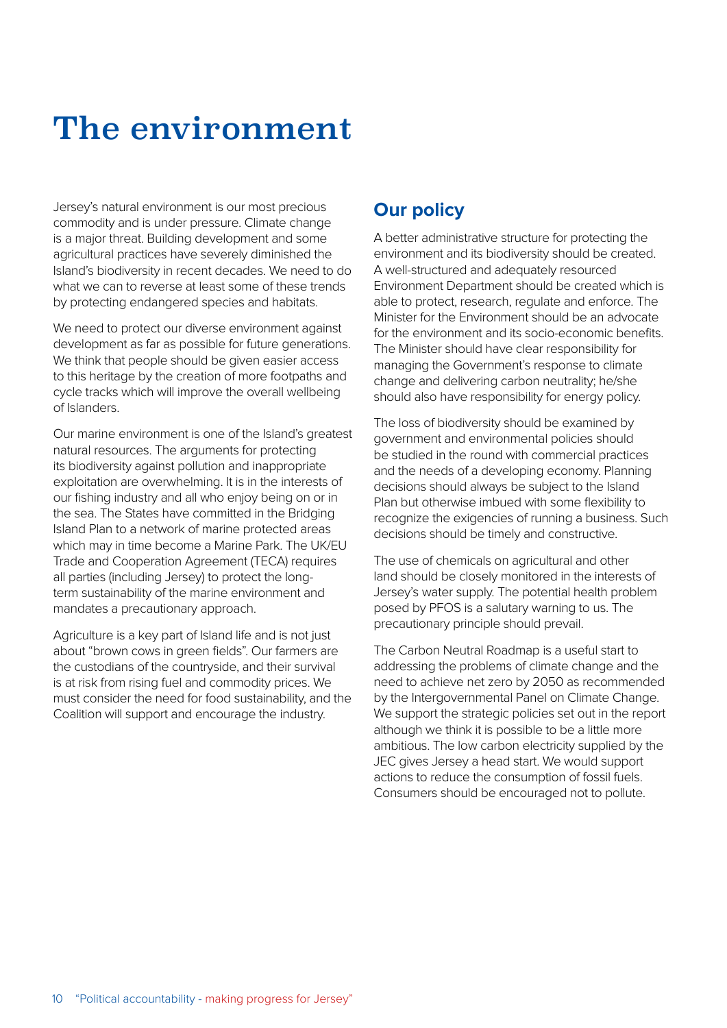# The environment

Jersey's natural environment is our most precious commodity and is under pressure. Climate change is a major threat. Building development and some agricultural practices have severely diminished the Island's biodiversity in recent decades. We need to do what we can to reverse at least some of these trends by protecting endangered species and habitats.

We need to protect our diverse environment against development as far as possible for future generations. We think that people should be given easier access to this heritage by the creation of more footpaths and cycle tracks which will improve the overall wellbeing of Islanders.

Our marine environment is one of the Island's greatest natural resources. The arguments for protecting its biodiversity against pollution and inappropriate exploitation are overwhelming. It is in the interests of our fishing industry and all who enjoy being on or in the sea. The States have committed in the Bridging Island Plan to a network of marine protected areas which may in time become a Marine Park. The UK/EU Trade and Cooperation Agreement (TECA) requires all parties (including Jersey) to protect the long-term sustainability of the marine environment and mandates a precautionary approach.

Agriculture is a key part of Island life and is not just about "brown cows in green fields". Our farmers are the custodians of the countryside, and their survival is at risk from rising fuel and commodity prices. We must consider the need for food sustainability, and the Coalition will support and encourage the industry.

## Our policy

A better administrative structure for protecting the environment and its biodiversity should be created. A well-structured and adequately resourced Environment Department should be created which is able to protect, research, regulate and enforce. The Minister for the Environment should be an advocate for the environment and its socio-economic benefits. The Minister should have clear responsibility for managing the Government's response to climate change and delivering carbon neutrality; he/she should also have responsibility for energy policy.

The loss of biodiversity should be examined by government and environmental policies should be studied in the round with commercial practices and the needs of a developing economy. Planning decisions should always be subject to the Island Plan but otherwise imbued with some flexibility to recognize the exigencies of running a business. Such decisions should be timely and constructive.

The use of chemicals on agricultural and other land should be closely monitored in the interests of Jersey's water supply. The potential health problem posed by PFOS is a salutary warning to us. The precautionary principle should prevail.

The Carbon Neutral Roadmap is a useful start to addressing the problems of climate change and the need to achieve net zero by 2050 as recommended by the Intergovernmental Panel on Climate Change. We support the strategic policies set out in the report although we think it is possible to be a little more ambitious. The low carbon electricity supplied by the JEC gives Jersey a head start. We would support actions to reduce the consumption of fossil fuels. Consumers should be encouraged not to pollute.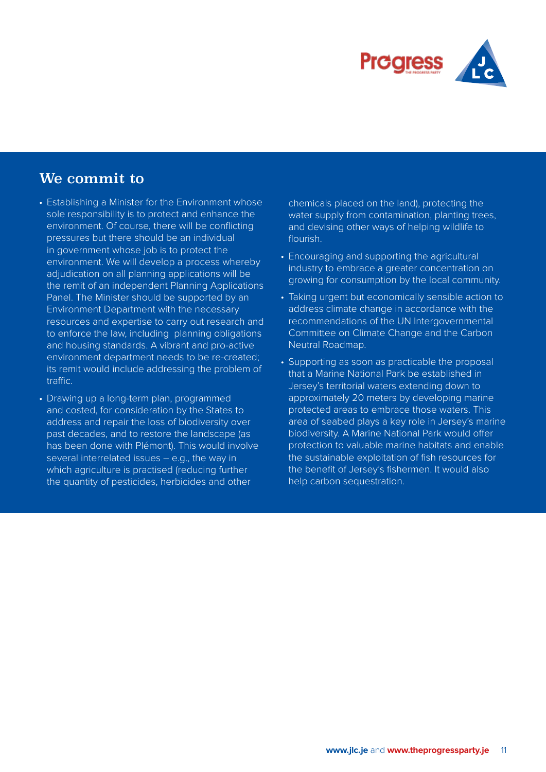## We commit to

- Establishing a Minister for the Environment whose sole responsibility is to protect and enhance the environment. Of course, there will be conflicting pressures but there should be an individual in government whose job is to protect the environment. We will develop a process whereby adjudication on all planning applications will be the remit of an independent Planning Applications Panel. The Minister should be supported by an Environment Department with the necessary resources and expertise to carry out research and to enforce the law, including planning obligations and housing standards. A vibrant and pro-active environment department needs to be re-created; its remit would include addressing the problem of traffic.
- Drawing up a long-term plan, programmed and costed, for consideration by the States to address and repair the loss of biodiversity over past decades, and to restore the landscape (as has been done with Plémont). This would involve several interrelated issues – e.g., the way in which agriculture is practised (reducing further the quantity of pesticides, herbicides and other chemicals placed on the land), protecting the water supply from contamination, planting trees, and devising other ways of helping wildlife to flourish.
- Encouraging and supporting the agricultural industry to embrace a greater concentration on growing for consumption by the local community.
- Taking urgent but economically sensible action to address climate change in accordance with the recommendations of the UN Intergovernmental Committee on Climate Change and the Carbon Neutral Roadmap.
- Supporting as soon as practicable the proposal that a Marine National Park be established in Jersey's territorial waters extending down to approximately 20 meters by developing marine protected areas to embrace those waters. This area of seabed plays a key role in Jersey's marine biodiversity. A Marine National Park would offer protection to valuable marine habitats and enable the sustainable exploitation of fish resources for the benefit of Jersey's fishermen. It would also help carbon sequestration.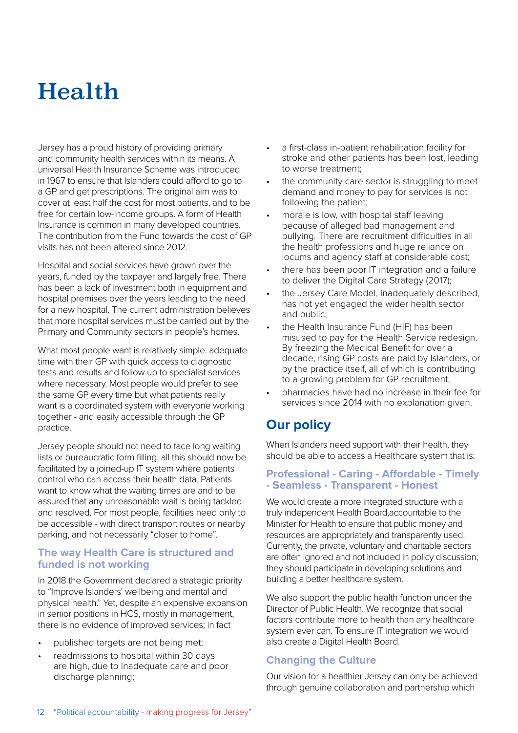# Health

Jersey has a proud history of providing primary and community health services within its means. A universal Health Insurance Scheme was introduced in 1967 to ensure that Islanders could afford to go to a GP and get prescriptions. The original aim was to cover at least half the cost for most patients, and to be free for certain low-income groups. A form of Health Insurance is common in many developed countries. The contribution from the Fund towards the cost of GP visits has not been altered since 2012.

Hospital and social services have grown over the years, funded by the taxpayer and largely free. There has been a lack of investment both in equipment and hospital premises over the years leading to the need for a new hospital. The current administration believes that more hospital services must be carried out by the Primary and Community sectors in people's homes.

What most people want is relatively simple: adequate time with their GP with quick access to diagnostic tests and results and follow up to specialist services where necessary. Most people would prefer to see the same GP every time but what patients really want is a coordinated system with everyone working together - and easily accessible through the GP practice.

Jersey people should not need to face long waiting lists or bureaucratic form filling; all this should now be facilitated by a joined-up IT system where patients control who can access their health data. Patients want to know what the waiting times are and to be assured that any unreasonable wait is being tackled and resolved. For most people, facilities need only to be accessible - with direct transport routes or nearby parking, and not necessarily "closer to home".

### The way Health Care is structured and funded is not working

In 2018 the Government declared a strategic priority to "Improve Islanders' wellbeing and mental and physical health." Yet, despite an expensive expansion in senior positions in HCS, mostly in management, there is no evidence of improved services; in fact

- published targets are not being met;
- readmissions to hospital within 30 days are high, due to inadequate care and poor discharge planning;
- a first-class in-patient rehabilitation facility for stroke and other patients has been lost, leading to worse treatment;
- the community care sector is struggling to meet demand and money to pay for services is not following the patient;
- morale is low, with hospital staff leaving because of alleged bad management and bullying. There are recruitment difficulties in all the health professions and huge reliance on locums and agency staff at considerable cost;
- there has been poor IT integration and a failure to deliver the Digital Care Strategy (2017);
- the Jersey Care Model, inadequately described, has not yet engaged the wider health sector and public;
- the Health Insurance Fund (HIF) has been misused to pay for the Health Service redesign. By freezing the Medical Benefit for over a decade, rising GP costs are paid by Islanders, or by the practice itself, all of which is contributing to a growing problem for GP recruitment;
- pharmacies have had no increase in their fee for services since 2014 with no explanation given.

## Our policy

When Islanders need support with their health, they should be able to access a Healthcare system that is:

### Professional - Caring - Affordable - Timely - Seamless - Transparent - Honest

We would create a more integrated structure with a truly independent Health Board,accountable to the Minister for Health to ensure that public money and resources are appropriately and transparently used. Currently, the private, voluntary and charitable sectors are often ignored and not included in policy discussion; they should participate in developing solutions and building a better healthcare system.

We also support the public health function under the Director of Public Health. We recognize that social factors contribute more to health than any healthcare system ever can. To ensure IT integration we would also create a Digital Health Board.

### Changing the Culture

Our vision for a healthier Jersey can only be achieved through genuine collaboration and partnership which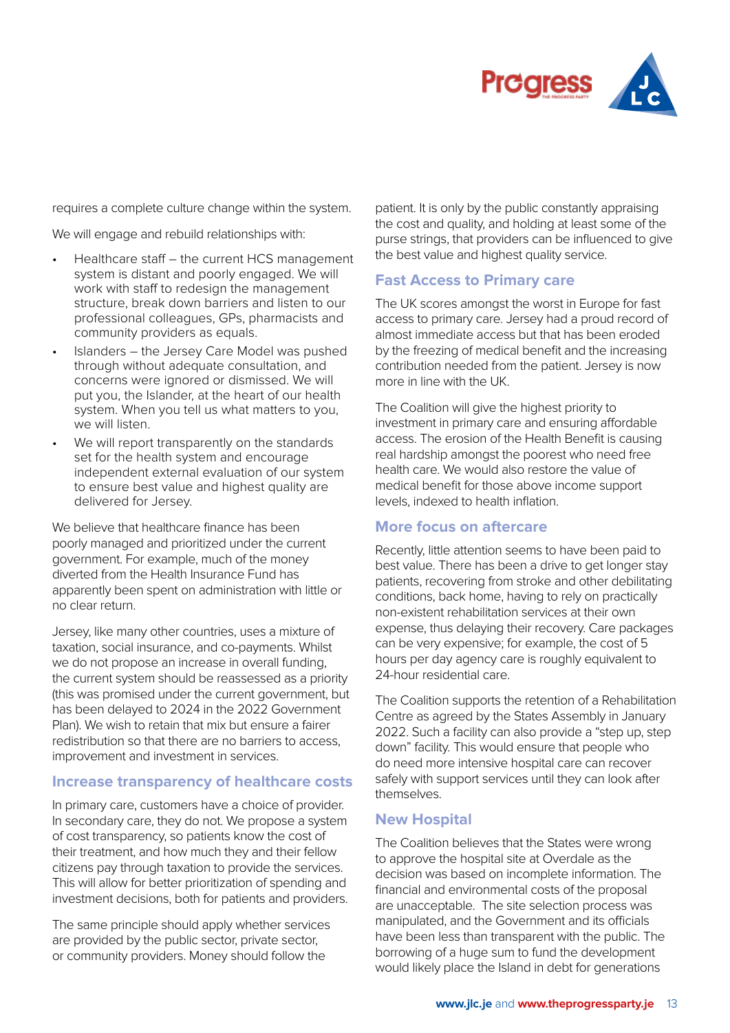requires a complete culture change within the system.

We will engage and rebuild relationships with:

- Healthcare staff – the current HCS management system is distant and poorly engaged. We will work with staff to redesign the management structure, break down barriers and listen to our professional colleagues, GPs, pharmacists and community providers as equals.
- Islanders – the Jersey Care Model was pushed through without adequate consultation, and concerns were ignored or dismissed. We will put you, the Islander, at the heart of our health system. When you tell us what matters to you, we will listen.
- We will report transparently on the standards set for the health system and encourage independent external evaluation of our system to ensure best value and highest quality are delivered for Jersey.

We believe that healthcare finance has been poorly managed and prioritized under the current government. For example, much of the money diverted from the Health Insurance Fund has apparently been spent on administration with little or no clear return.

Jersey, like many other countries, uses a mixture of taxation, social insurance, and co-payments. Whilst we do not propose an increase in overall funding, the current system should be reassessed as a priority (this was promised under the current government, but has been delayed to 2024 in the 2022 Government Plan). We wish to retain that mix but ensure a fairer redistribution so that there are no barriers to access, improvement and investment in services.

## Increase transparency of healthcare costs

In primary care, customers have a choice of provider. In secondary care, they do not. We propose a system of cost transparency, so patients know the cost of their treatment, and how much they and their fellow citizens pay through taxation to provide the services. This will allow for better prioritization of spending and investment decisions, both for patients and providers.

The same principle should apply whether services are provided by the public sector, private sector, or community providers. Money should follow the patient. It is only by the public constantly appraising the cost and quality, and holding at least some of the purse strings, that providers can be influenced to give the best value and highest quality service.

## Fast Access to Primary care

The UK scores amongst the worst in Europe for fast access to primary care. Jersey had a proud record of almost immediate access but that has been eroded by the freezing of medical benefit and the increasing contribution needed from the patient. Jersey is now more in line with the UK.

The Coalition will give the highest priority to investment in primary care and ensuring affordable access. The erosion of the Health Benefit is causing real hardship amongst the poorest who need free health care. We would also restore the value of medical benefit for those above income support levels, indexed to health inflation.

## More focus on aftercare

Recently, little attention seems to have been paid to best value. There has been a drive to get longer stay patients, recovering from stroke and other debilitating conditions, back home, having to rely on practically non-existent rehabilitation services at their own expense, thus delaying their recovery. Care packages can be very expensive; for example, the cost of 5 hours per day agency care is roughly equivalent to 24-hour residential care.

The Coalition supports the retention of a Rehabilitation Centre as agreed by the States Assembly in January 2022. Such a facility can also provide a "step up, step down" facility. This would ensure that people who do need more intensive hospital care can recover safely with support services until they can look after themselves.

## New Hospital

The Coalition believes that the States were wrong to approve the hospital site at Overdale as the decision was based on incomplete information. The financial and environmental costs of the proposal are unacceptable. The site selection process was manipulated, and the Government and its officials have been less than transparent with the public. The borrowing of a huge sum to fund the development would likely place the Island in debt for generations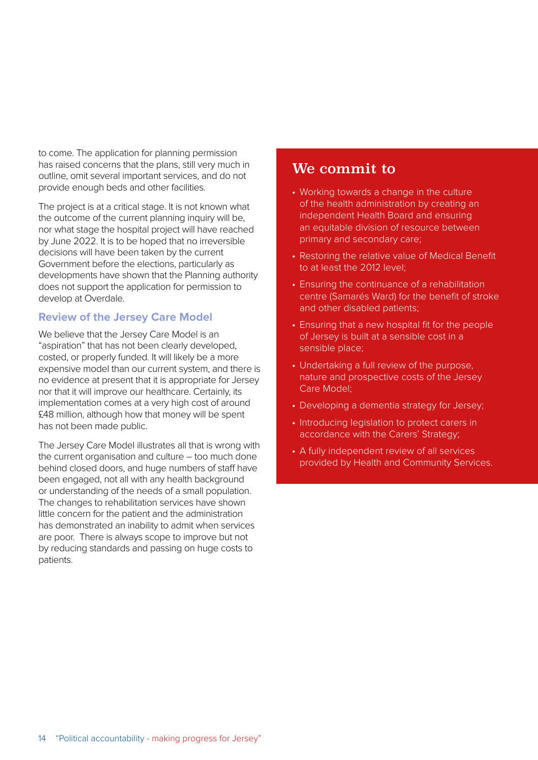to come. The application for planning permission has raised concerns that the plans, still very much in outline, omit several important services, and do not provide enough beds and other facilities.

The project is at a critical stage. It is not known what the outcome of the current planning inquiry will be, nor what stage the hospital project will have reached by June 2022. It is to be hoped that no irreversible decisions will have been taken by the current Government before the elections, particularly as developments have shown that the Planning authority does not support the application for permission to develop at Overdale.

### Review of the Jersey Care Model

We believe that the Jersey Care Model is an "aspiration" that has not been clearly developed, costed, or properly funded. It will likely be a more expensive model than our current system, and there is no evidence at present that it is appropriate for Jersey nor that it will improve our healthcare. Certainly, its implementation comes at a very high cost of around £48 million, although how that money will be spent has not been made public.

The Jersey Care Model illustrates all that is wrong with the current organisation and culture – too much done behind closed doors, and huge numbers of staff have been engaged, not all with any health background or understanding of the needs of a small population. The changes to rehabilitation services have shown little concern for the patient and the administration has demonstrated an inability to admit when services are poor. There is always scope to improve but not by reducing standards and passing on huge costs to patients.

## We commit to

- Working towards a change in the culture of the health administration by creating an independent Health Board and ensuring an equitable division of resource between primary and secondary care;
- Restoring the relative value of Medical Benefit to at least the 2012 level;
- Ensuring the continuance of a rehabilitation centre (Samarés Ward) for the benefit of stroke and other disabled patients;
- Ensuring that a new hospital fit for the people of Jersey is built at a sensible cost in a sensible place;
- Undertaking a full review of the purpose, nature and prospective costs of the Jersey Care Model;
- Developing a dementia strategy for Jersey;
- Introducing legislation to protect carers in accordance with the Carers' Strategy;
- A fully independent review of all services provided by Health and Community Services.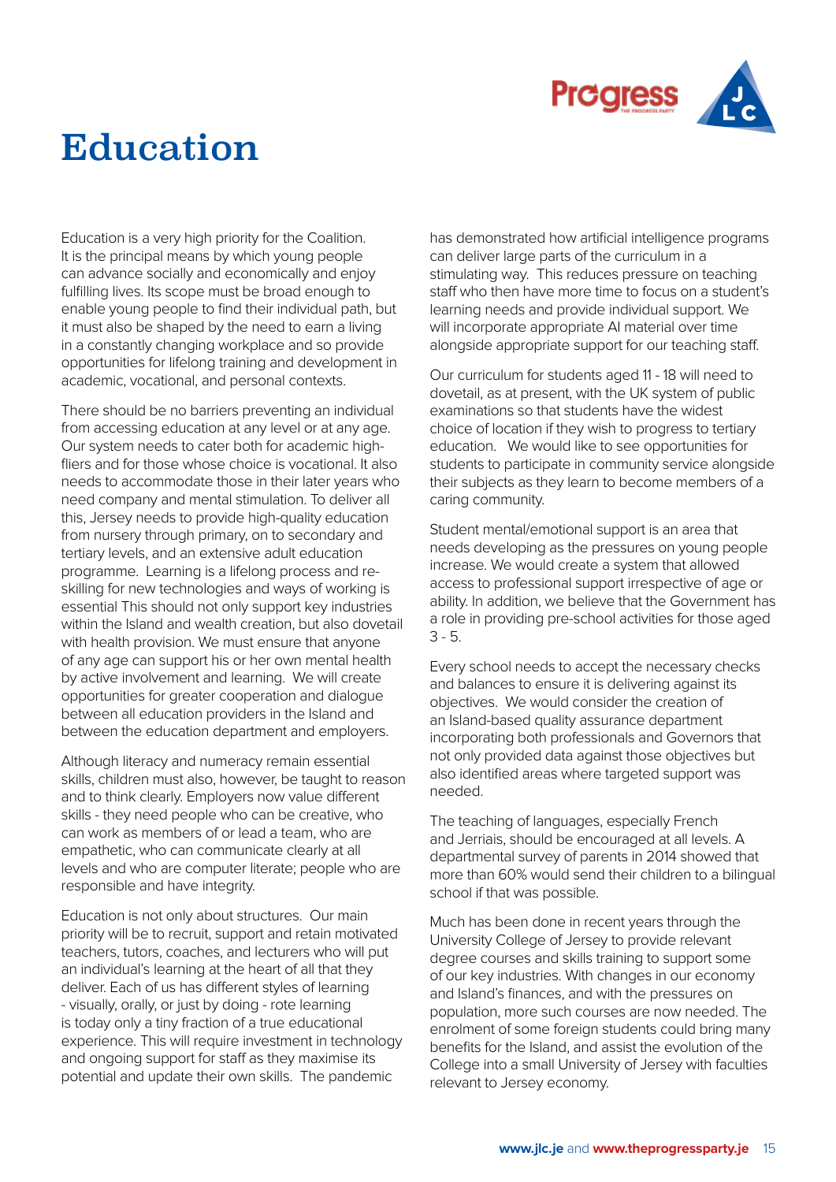# Education

Education is a very high priority for the Coalition. It is the principal means by which young people can advance socially and economically and enjoy fulfilling lives. Its scope must be broad enough to enable young people to find their individual path, but it must also be shaped by the need to earn a living in a constantly changing workplace and so provide opportunities for lifelong training and development in academic, vocational, and personal contexts.

There should be no barriers preventing an individual from accessing education at any level or at any age. Our system needs to cater both for academic high-fliers and for those whose choice is vocational. It also needs to accommodate those in their later years who need company and mental stimulation. To deliver all this, Jersey needs to provide high-quality education from nursery through primary, on to secondary and tertiary levels, and an extensive adult education programme. Learning is a lifelong process and re-skilling for new technologies and ways of working is essential This should not only support key industries within the Island and wealth creation, but also dovetail with health provision. We must ensure that anyone of any age can support his or her own mental health by active involvement and learning. We will create opportunities for greater cooperation and dialogue between all education providers in the Island and between the education department and employers.

Although literacy and numeracy remain essential skills, children must also, however, be taught to reason and to think clearly. Employers now value different skills - they need people who can be creative, who can work as members of or lead a team, who are empathetic, who can communicate clearly at all levels and who are computer literate; people who are responsible and have integrity.

Education is not only about structures. Our main priority will be to recruit, support and retain motivated teachers, tutors, coaches, and lecturers who will put an individual's learning at the heart of all that they deliver. Each of us has different styles of learning - visually, orally, or just by doing - rote learning is today only a tiny fraction of a true educational experience. This will require investment in technology and ongoing support for staff as they maximise its potential and update their own skills. The pandemic has demonstrated how artificial intelligence programs can deliver large parts of the curriculum in a stimulating way. This reduces pressure on teaching staff who then have more time to focus on a student's learning needs and provide individual support. We will incorporate appropriate AI material over time alongside appropriate support for our teaching staff.

Our curriculum for students aged 11 - 18 will need to dovetail, as at present, with the UK system of public examinations so that students have the widest choice of location if they wish to progress to tertiary education. We would like to see opportunities for students to participate in community service alongside their subjects as they learn to become members of a caring community.

Student mental/emotional support is an area that needs developing as the pressures on young people increase. We would create a system that allowed access to professional support irrespective of age or ability. In addition, we believe that the Government has a role in providing pre-school activities for those aged 3 - 5.

Every school needs to accept the necessary checks and balances to ensure it is delivering against its objectives. We would consider the creation of an Island-based quality assurance department incorporating both professionals and Governors that not only provided data against those objectives but also identified areas where targeted support was needed.

The teaching of languages, especially French and Jerriais, should be encouraged at all levels. A departmental survey of parents in 2014 showed that more than 60% would send their children to a bilingual school if that was possible.

Much has been done in recent years through the University College of Jersey to provide relevant degree courses and skills training to support some of our key industries. With changes in our economy and Island's finances, and with the pressures on population, more such courses are now needed. The enrolment of some foreign students could bring many benefits for the Island, and assist the evolution of the College into a small University of Jersey with faculties relevant to Jersey economy.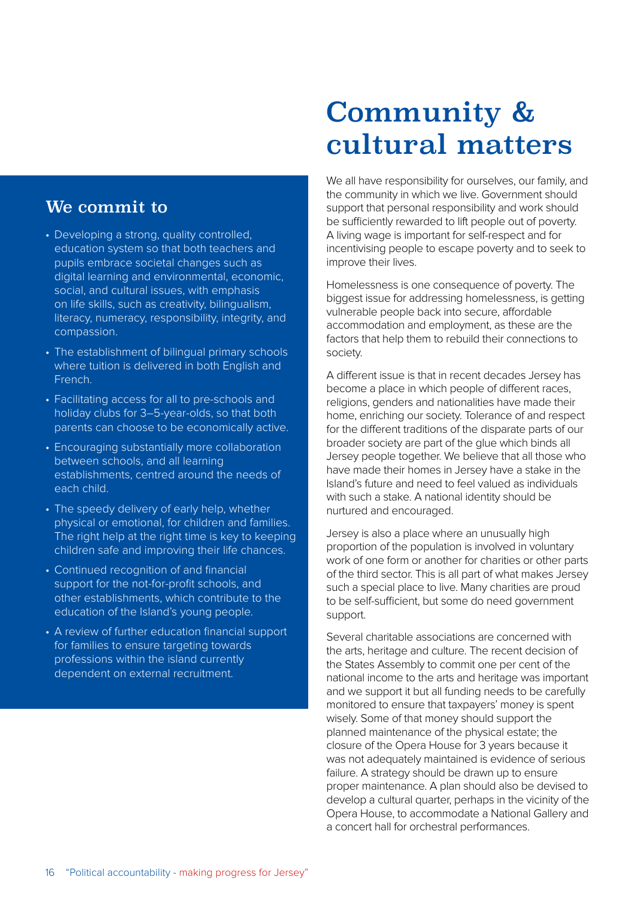# Community & cultural matters

We all have responsibility for ourselves, our family, and the community in which we live. Government should support that personal responsibility and work should be sufficiently rewarded to lift people out of poverty. A living wage is important for self-respect and for incentivising people to escape poverty and to seek to improve their lives.

Homelessness is one consequence of poverty. The biggest issue for addressing homelessness, is getting vulnerable people back into secure, affordable accommodation and employment, as these are the factors that help them to rebuild their connections to society.

A different issue is that in recent decades Jersey has become a place in which people of different races, religions, genders and nationalities have made their home, enriching our society. Tolerance of and respect for the different traditions of the disparate parts of our broader society are part of the glue which binds all Jersey people together. We believe that all those who have made their homes in Jersey have a stake in the Island's future and need to feel valued as individuals with such a stake. A national identity should be nurtured and encouraged.

Jersey is also a place where an unusually high proportion of the population is involved in voluntary work of one form or another for charities or other parts of the third sector. This is all part of what makes Jersey such a special place to live. Many charities are proud to be self-sufficient, but some do need government support.

Several charitable associations are concerned with the arts, heritage and culture. The recent decision of the States Assembly to commit one per cent of the national income to the arts and heritage was important and we support it but all funding needs to be carefully monitored to ensure that taxpayers' money is spent wisely. Some of that money should support the planned maintenance of the physical estate; the closure of the Opera House for 3 years because it was not adequately maintained is evidence of serious failure. A strategy should be drawn up to ensure proper maintenance. A plan should also be devised to develop a cultural quarter, perhaps in the vicinity of the Opera House, to accommodate a National Gallery and a concert hall for orchestral performances.

## We commit to

- Developing a strong, quality controlled, education system so that both teachers and pupils embrace societal changes such as digital learning and environmental, economic, social, and cultural issues, with emphasis on life skills, such as creativity, bilingualism, literacy, numeracy, responsibility, integrity, and compassion.
- The establishment of bilingual primary schools where tuition is delivered in both English and French.
- Facilitating access for all to pre-schools and holiday clubs for 3–5-year-olds, so that both parents can choose to be economically active.
- Encouraging substantially more collaboration between schools, and all learning establishments, centred around the needs of each child.
- The speedy delivery of early help, whether physical or emotional, for children and families. The right help at the right time is key to keeping children safe and improving their life chances.
- Continued recognition of and financial support for the not-for-profit schools, and other establishments, which contribute to the education of the Island's young people.
- A review of further education financial support for families to ensure targeting towards professions within the island currently dependent on external recruitment.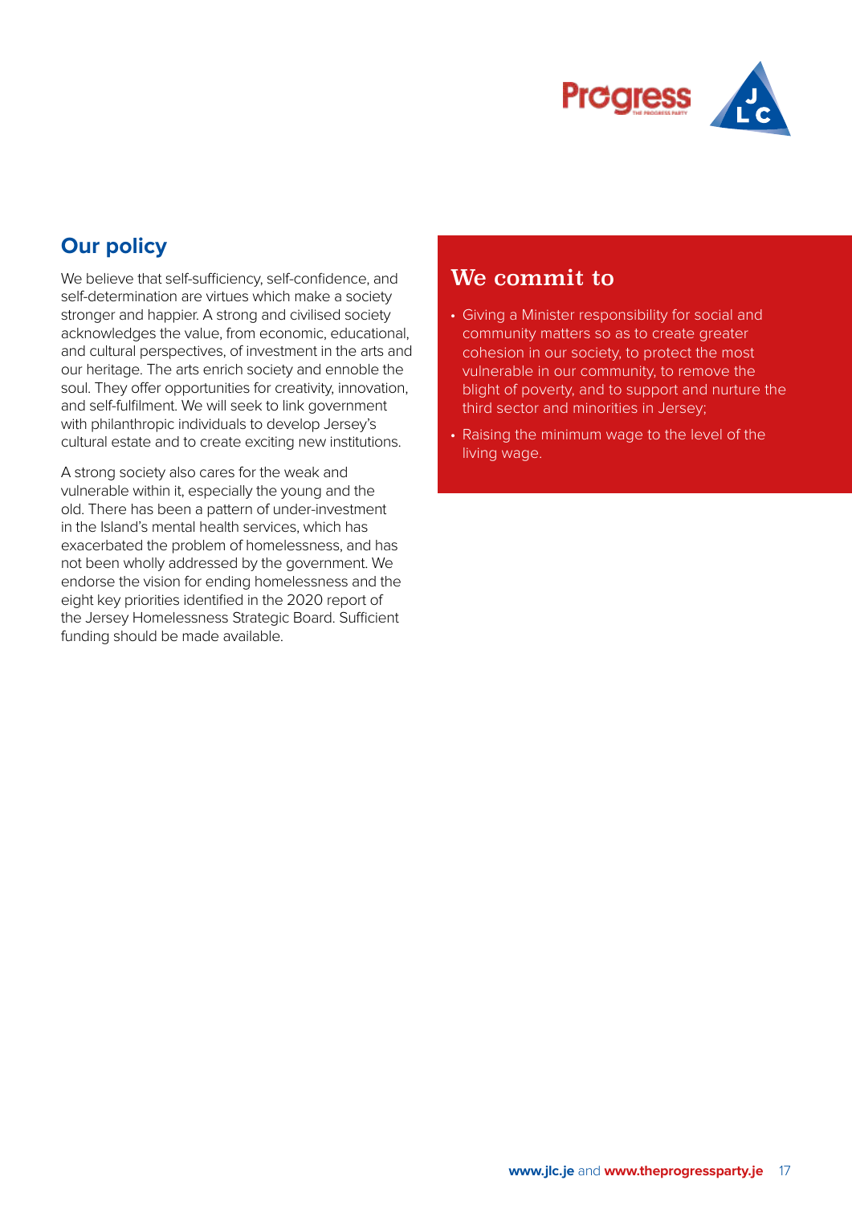## Our policy

We believe that self-sufficiency, self-confidence, and self-determination are virtues which make a society stronger and happier. A strong and civilised society acknowledges the value, from economic, educational, and cultural perspectives, of investment in the arts and our heritage. The arts enrich society and ennoble the soul. They offer opportunities for creativity, innovation, and self-fulfilment. We will seek to link government with philanthropic individuals to develop Jersey's cultural estate and to create exciting new institutions.

A strong society also cares for the weak and vulnerable within it, especially the young and the old. There has been a pattern of under-investment in the Island's mental health services, which has exacerbated the problem of homelessness, and has not been wholly addressed by the government. We endorse the vision for ending homelessness and the eight key priorities identified in the 2020 report of the Jersey Homelessness Strategic Board. Sufficient funding should be made available.

## We commit to

- Giving a Minister responsibility for social and community matters so as to create greater cohesion in our society, to protect the most vulnerable in our community, to remove the blight of poverty, and to support and nurture the third sector and minorities in Jersey;
- Raising the minimum wage to the level of the living wage.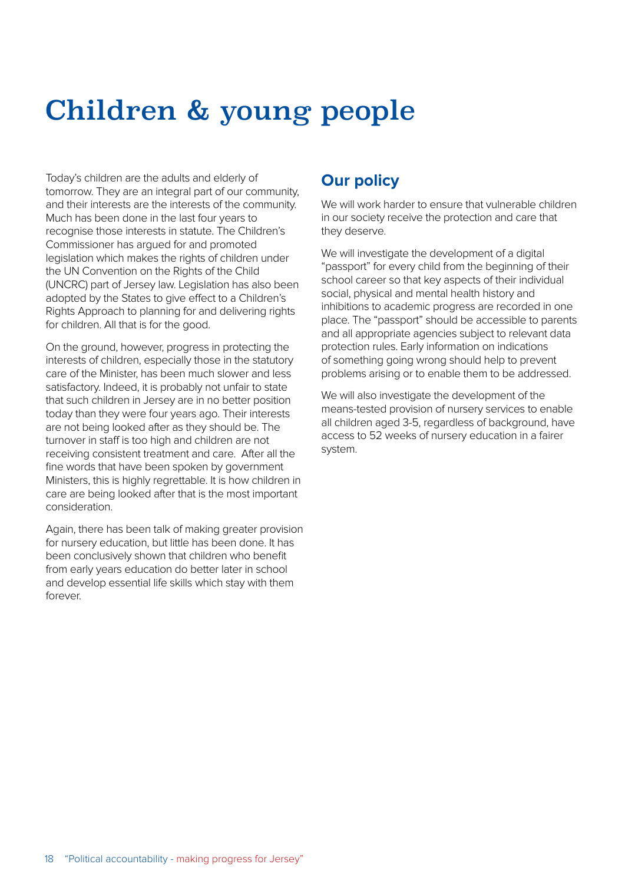# Children & young people

Today's children are the adults and elderly of tomorrow. They are an integral part of our community, and their interests are the interests of the community. Much has been done in the last four years to recognise those interests in statute. The Children's Commissioner has argued for and promoted legislation which makes the rights of children under the UN Convention on the Rights of the Child (UNCRC) part of Jersey law. Legislation has also been adopted by the States to give effect to a Children's Rights Approach to planning for and delivering rights for children. All that is for the good.

On the ground, however, progress in protecting the interests of children, especially those in the statutory care of the Minister, has been much slower and less satisfactory. Indeed, it is probably not unfair to state that such children in Jersey are in no better position today than they were four years ago. Their interests are not being looked after as they should be. The turnover in staff is too high and children are not receiving consistent treatment and care. After all the fine words that have been spoken by government Ministers, this is highly regrettable. It is how children in care are being looked after that is the most important consideration.

Again, there has been talk of making greater provision for nursery education, but little has been done. It has been conclusively shown that children who benefit from early years education do better later in school and develop essential life skills which stay with them forever.

## Our policy

We will work harder to ensure that vulnerable children in our society receive the protection and care that they deserve.

We will investigate the development of a digital "passport" for every child from the beginning of their school career so that key aspects of their individual social, physical and mental health history and inhibitions to academic progress are recorded in one place. The "passport" should be accessible to parents and all appropriate agencies subject to relevant data protection rules. Early information on indications of something going wrong should help to prevent problems arising or to enable them to be addressed.

We will also investigate the development of the means-tested provision of nursery services to enable all children aged 3-5, regardless of background, have access to 52 weeks of nursery education in a fairer system.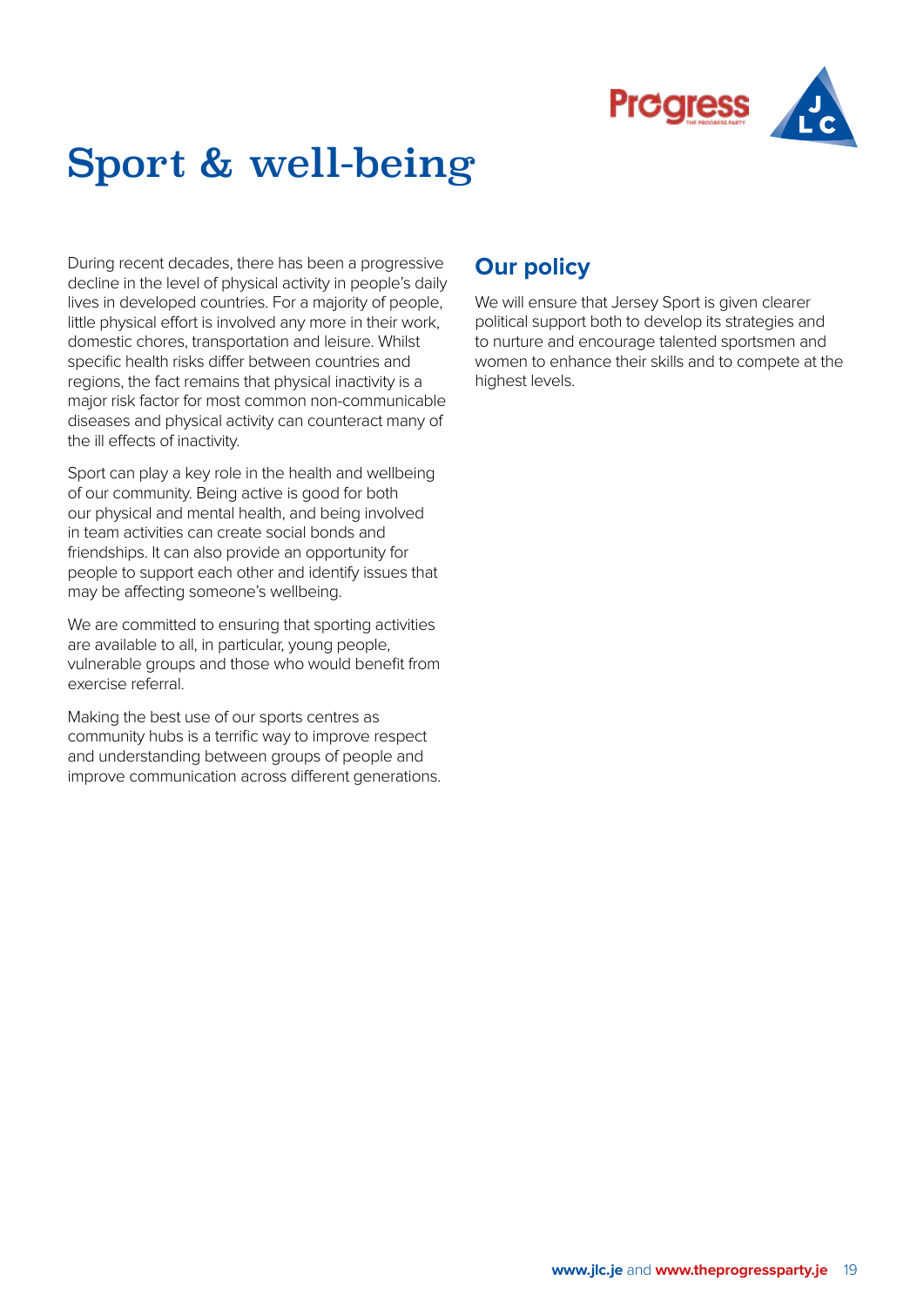# Sport & well-being

During recent decades, there has been a progressive decline in the level of physical activity in people's daily lives in developed countries. For a majority of people, little physical effort is involved any more in their work, domestic chores, transportation and leisure. Whilst specific health risks differ between countries and regions, the fact remains that physical inactivity is a major risk factor for most common non-communicable diseases and physical activity can counteract many of the ill effects of inactivity.

Sport can play a key role in the health and wellbeing of our community. Being active is good for both our physical and mental health, and being involved in team activities can create social bonds and friendships. It can also provide an opportunity for people to support each other and identify issues that may be affecting someone's wellbeing.

We are committed to ensuring that sporting activities are available to all, in particular, young people, vulnerable groups and those who would benefit from exercise referral.

Making the best use of our sports centres as community hubs is a terrific way to improve respect and understanding between groups of people and improve communication across different generations.

## Our policy

We will ensure that Jersey Sport is given clearer political support both to develop its strategies and to nurture and encourage talented sportsmen and women to enhance their skills and to compete at the highest levels.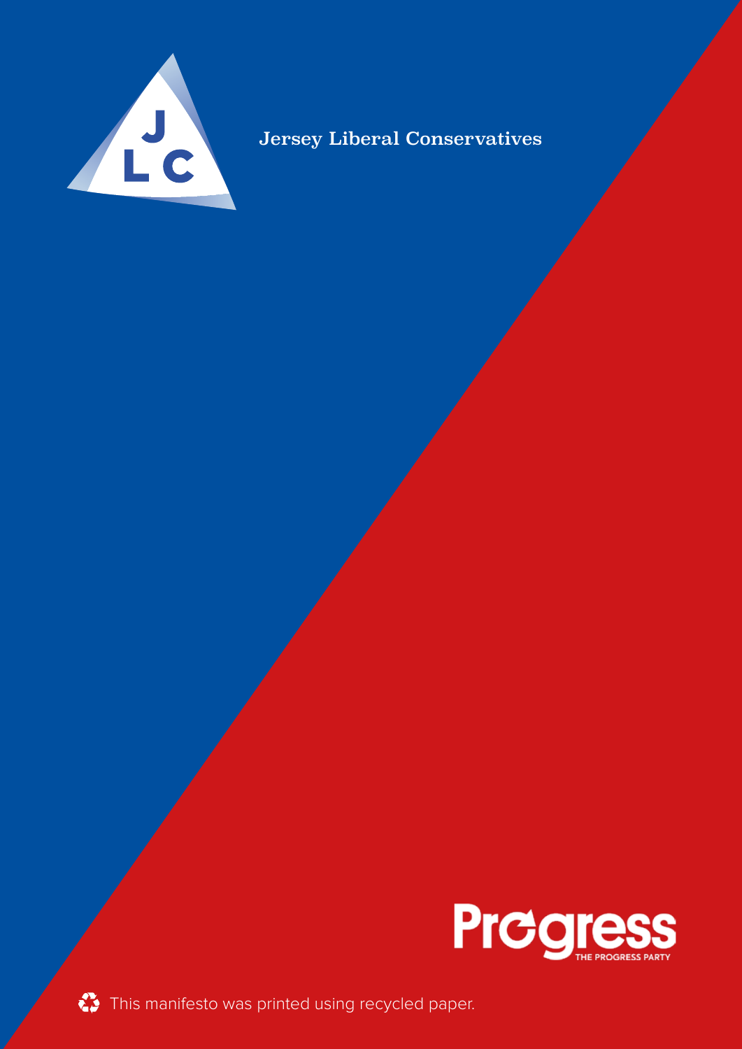Jersey Liberal Conservatives

THE PROGRESS PARTY

This manifesto was printed using recycled paper.